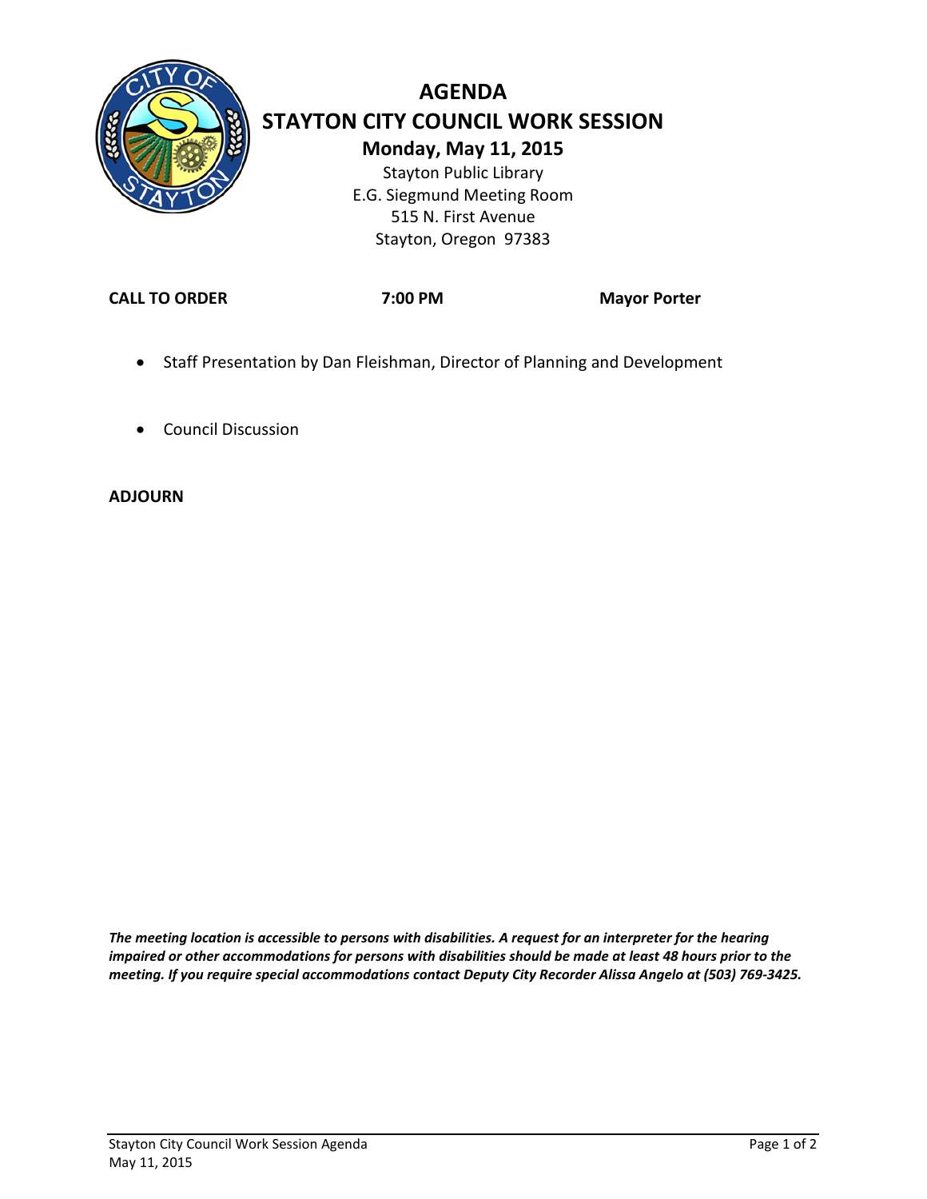# AGENDA

## STAYTON CITY COUNCIL WORK SESSION

### Monday, May 11, 2015

Stayton Public Library
E.G. Siegmund Meeting Room
515 N. First Avenue
Stayton, Oregon 97383

**CALL TO ORDER** **7:00 PM** **Mayor Porter**

- Staff Presentation by Dan Fleishman, Director of Planning and Development

- Council Discussion

**ADJOURN**

***The meeting location is accessible to persons with disabilities. A request for an interpreter for the hearing impaired or other accommodations for persons with disabilities should be made at least 48 hours prior to the meeting. If you require special accommodations contact Deputy City Recorder Alissa Angelo at (503) 769-3425.***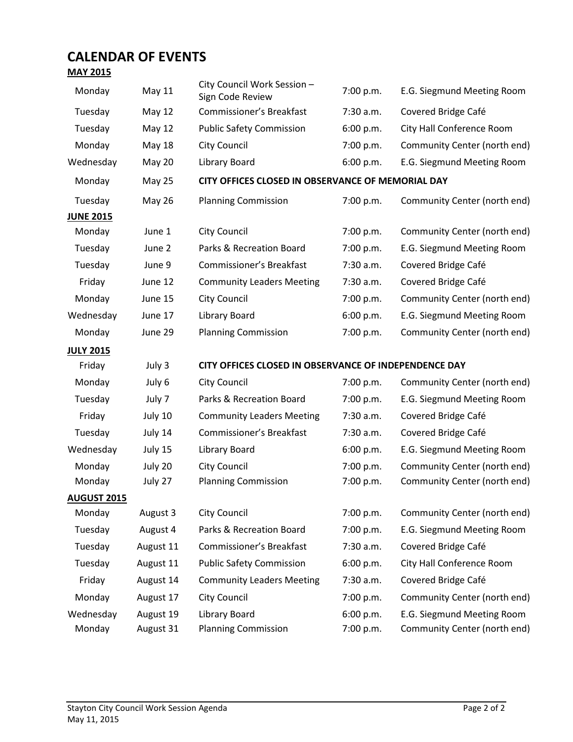# CALENDAR OF EVENTS

**MAY 2015**

| | | | | |
|---|---|---|---|---|
| Monday | May 11 | City Council Work Session – Sign Code Review | 7:00 p.m. | E.G. Siegmund Meeting Room |
| Tuesday | May 12 | Commissioner's Breakfast | 7:30 a.m. | Covered Bridge Café |
| Tuesday | May 12 | Public Safety Commission | 6:00 p.m. | City Hall Conference Room |
| Monday | May 18 | City Council | 7:00 p.m. | Community Center (north end) |
| Wednesday | May 20 | Library Board | 6:00 p.m. | E.G. Siegmund Meeting Room |
| Monday | May 25 | **CITY OFFICES CLOSED IN OBSERVANCE OF MEMORIAL DAY** | | |
| Tuesday | May 26 | Planning Commission | 7:00 p.m. | Community Center (north end) |

**JUNE 2015**

| | | | | |
|---|---|---|---|---|
| Monday | June 1 | City Council | 7:00 p.m. | Community Center (north end) |
| Tuesday | June 2 | Parks & Recreation Board | 7:00 p.m. | E.G. Siegmund Meeting Room |
| Tuesday | June 9 | Commissioner's Breakfast | 7:30 a.m. | Covered Bridge Café |
| Friday | June 12 | Community Leaders Meeting | 7:30 a.m. | Covered Bridge Café |
| Monday | June 15 | City Council | 7:00 p.m. | Community Center (north end) |
| Wednesday | June 17 | Library Board | 6:00 p.m. | E.G. Siegmund Meeting Room |
| Monday | June 29 | Planning Commission | 7:00 p.m. | Community Center (north end) |

**JULY 2015**

| | | | | |
|---|---|---|---|---|
| Friday | July 3 | **CITY OFFICES CLOSED IN OBSERVANCE OF INDEPENDENCE DAY** | | |
| Monday | July 6 | City Council | 7:00 p.m. | Community Center (north end) |
| Tuesday | July 7 | Parks & Recreation Board | 7:00 p.m. | E.G. Siegmund Meeting Room |
| Friday | July 10 | Community Leaders Meeting | 7:30 a.m. | Covered Bridge Café |
| Tuesday | July 14 | Commissioner's Breakfast | 7:30 a.m. | Covered Bridge Café |
| Wednesday | July 15 | Library Board | 6:00 p.m. | E.G. Siegmund Meeting Room |
| Monday | July 20 | City Council | 7:00 p.m. | Community Center (north end) |
| Monday | July 27 | Planning Commission | 7:00 p.m. | Community Center (north end) |

**AUGUST 2015**

| | | | | |
|---|---|---|---|---|
| Monday | August 3 | City Council | 7:00 p.m. | Community Center (north end) |
| Tuesday | August 4 | Parks & Recreation Board | 7:00 p.m. | E.G. Siegmund Meeting Room |
| Tuesday | August 11 | Commissioner's Breakfast | 7:30 a.m. | Covered Bridge Café |
| Tuesday | August 11 | Public Safety Commission | 6:00 p.m. | City Hall Conference Room |
| Friday | August 14 | Community Leaders Meeting | 7:30 a.m. | Covered Bridge Café |
| Monday | August 17 | City Council | 7:00 p.m. | Community Center (north end) |
| Wednesday | August 19 | Library Board | 6:00 p.m. | E.G. Siegmund Meeting Room |
| Monday | August 31 | Planning Commission | 7:00 p.m. | Community Center (north end) |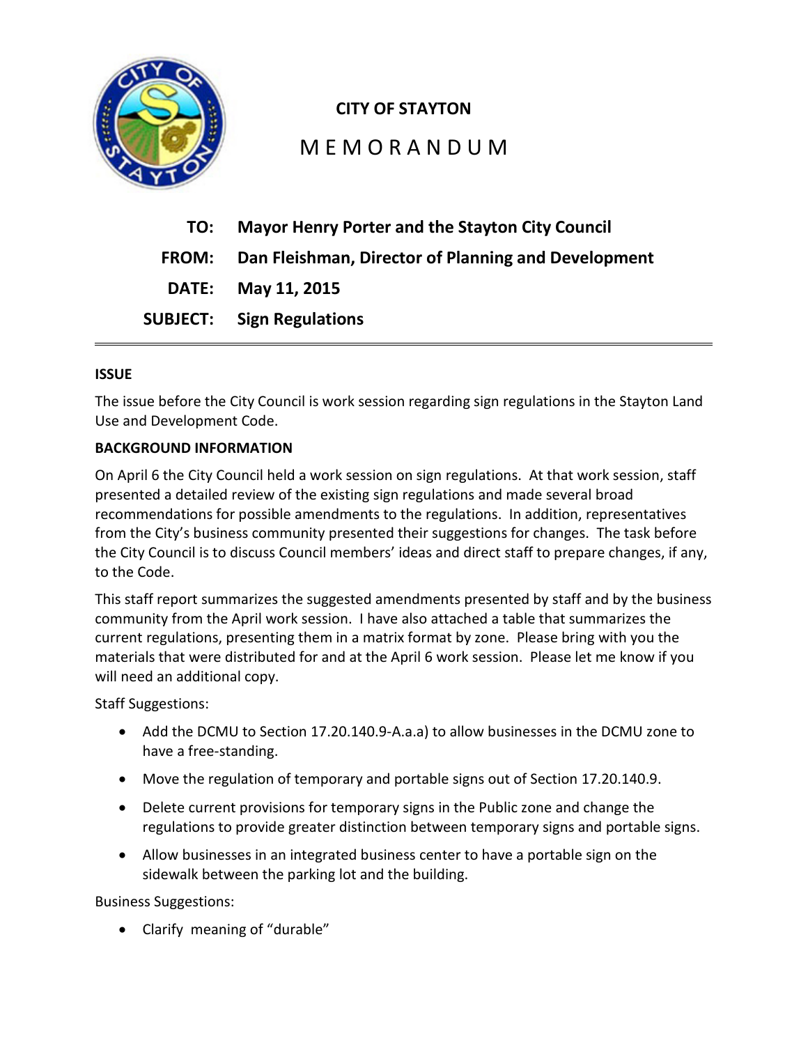**CITY OF STAYTON**

# M E M O R A N D U M

**TO:** **Mayor Henry Porter and the Stayton City Council**

**FROM:** **Dan Fleishman, Director of Planning and Development**

**DATE:** **May 11, 2015**

**SUBJECT:** **Sign Regulations**

---

**ISSUE**

The issue before the City Council is work session regarding sign regulations in the Stayton Land Use and Development Code.

**BACKGROUND INFORMATION**

On April 6 the City Council held a work session on sign regulations. At that work session, staff presented a detailed review of the existing sign regulations and made several broad recommendations for possible amendments to the regulations. In addition, representatives from the City's business community presented their suggestions for changes. The task before the City Council is to discuss Council members' ideas and direct staff to prepare changes, if any, to the Code.

This staff report summarizes the suggested amendments presented by staff and by the business community from the April work session. I have also attached a table that summarizes the current regulations, presenting them in a matrix format by zone. Please bring with you the materials that were distributed for and at the April 6 work session. Please let me know if you will need an additional copy.

Staff Suggestions:

- Add the DCMU to Section 17.20.140.9-A.a.a) to allow businesses in the DCMU zone to have a free-standing.
- Move the regulation of temporary and portable signs out of Section 17.20.140.9.
- Delete current provisions for temporary signs in the Public zone and change the regulations to provide greater distinction between temporary signs and portable signs.
- Allow businesses in an integrated business center to have a portable sign on the sidewalk between the parking lot and the building.

Business Suggestions:

- Clarify meaning of "durable"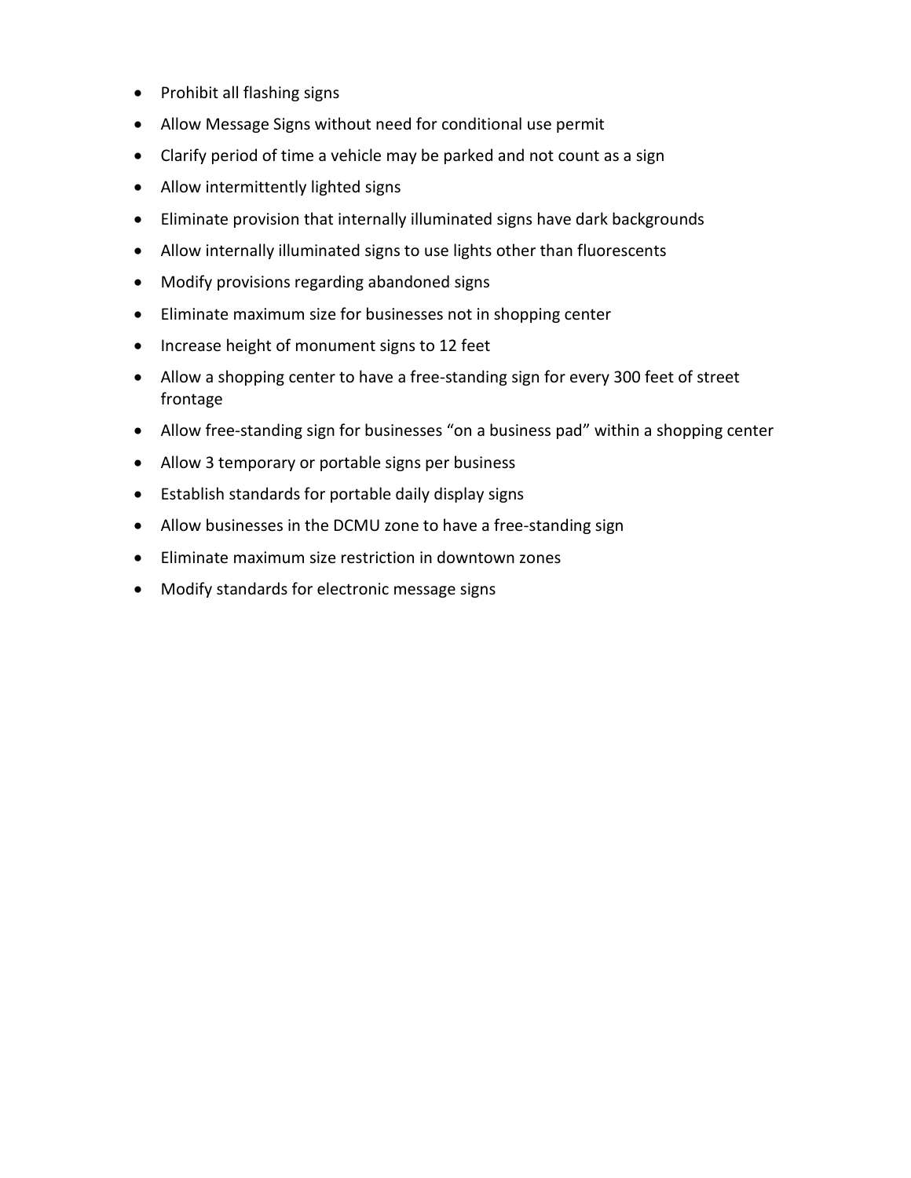- Prohibit all flashing signs
- Allow Message Signs without need for conditional use permit
- Clarify period of time a vehicle may be parked and not count as a sign
- Allow intermittently lighted signs
- Eliminate provision that internally illuminated signs have dark backgrounds
- Allow internally illuminated signs to use lights other than fluorescents
- Modify provisions regarding abandoned signs
- Eliminate maximum size for businesses not in shopping center
- Increase height of monument signs to 12 feet
- Allow a shopping center to have a free-standing sign for every 300 feet of street frontage
- Allow free-standing sign for businesses “on a business pad” within a shopping center
- Allow 3 temporary or portable signs per business
- Establish standards for portable daily display signs
- Allow businesses in the DCMU zone to have a free-standing sign
- Eliminate maximum size restriction in downtown zones
- Modify standards for electronic message signs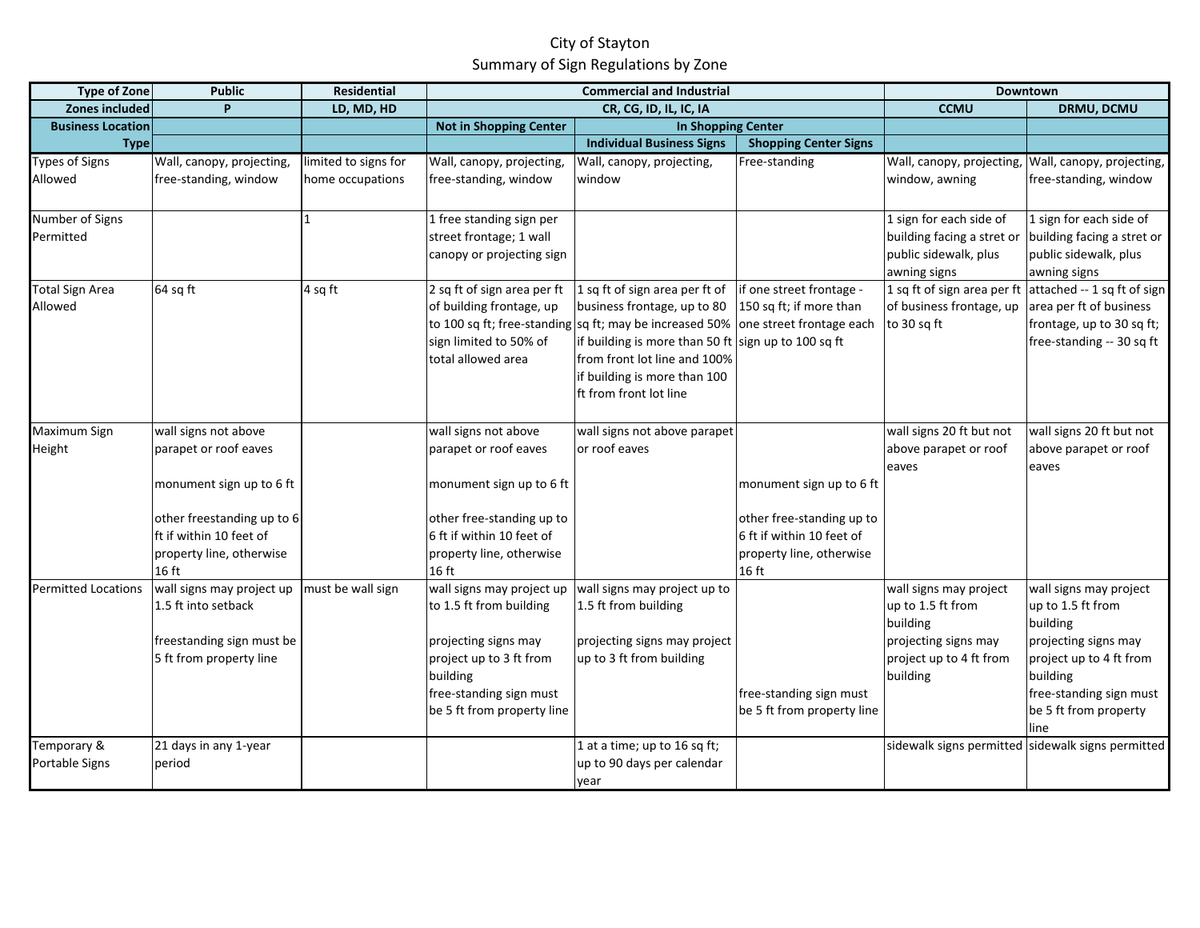# City of Stayton

## Summary of Sign Regulations by Zone

| Type of Zone | Public | Residential | Commercial and Industrial | | | Downtown | |
|---|---|---|---|---|---|---|---|
| **Zones included** | **P** | **LD, MD, HD** | **CR, CG, ID, IL, IC, IA** | | | **CCMU** | **DRMU, DCMU** |
| **Business Location** | | | **Not in Shopping Center** | **In Shopping Center** | | | |
| **Type** | | | | **Individual Business Signs** | **Shopping Center Signs** | | |
| Types of Signs Allowed | Wall, canopy, projecting, free-standing, window | limited to signs for home occupations | Wall, canopy, projecting, free-standing, window | Wall, canopy, projecting, window | Free-standing | Wall, canopy, projecting, window, awning | Wall, canopy, projecting, free-standing, window |
| Number of Signs Permitted | | 1 | 1 free standing sign per street frontage; 1 wall canopy or projecting sign | | | 1 sign for each side of building facing a stret or public sidewalk, plus awning signs | 1 sign for each side of building facing a stret or public sidewalk, plus awning signs |
| Total Sign Area Allowed | 64 sq ft | 4 sq ft | 2 sq ft of sign area per ft of building frontage, up to 100 sq ft; free-standing sign limited to 50% of total allowed area | 1 sq ft of sign area per ft of business frontage, up to 80 sq ft; may be increased 50% if building is more than 50 ft from front lot line and 100% if building is more than 100 ft from front lot line | if one street frontage - 150 sq ft; if more than one street frontage each sign up to 100 sq ft | 1 sq ft of sign area per ft of business frontage, up to 30 sq ft | attached -- 1 sq ft of sign area per ft of business frontage, up to 30 sq ft; free-standing -- 30 sq ft |
| Maximum Sign Height | wall signs not above parapet or roof eaves<br><br>monument sign up to 6 ft<br><br>other freestanding up to 6 ft if within 10 feet of property line, otherwise 16 ft | | wall signs not above parapet or roof eaves<br><br>monument sign up to 6 ft<br><br>other free-standing up to 6 ft if within 10 feet of property line, otherwise 16 ft | wall signs not above parapet or roof eaves | monument sign up to 6 ft<br><br>other free-standing up to 6 ft if within 10 feet of property line, otherwise 16 ft | wall signs 20 ft but not above parapet or roof eaves | wall signs 20 ft but not above parapet or roof eaves |
| Permitted Locations | wall signs may project up 1.5 ft into setback<br><br>freestanding sign must be 5 ft from property line | must be wall sign | wall signs may project up to 1.5 ft from building<br><br>projecting signs may project up to 3 ft from building<br>free-standing sign must be 5 ft from property line | wall signs may project up to 1.5 ft from building<br><br>projecting signs may project up to 3 ft from building | free-standing sign must be 5 ft from property line | wall signs may project up to 1.5 ft from building<br>projecting signs may project up to 4 ft from building | wall signs may project up to 1.5 ft from building<br>projecting signs may project up to 4 ft from building<br>free-standing sign must be 5 ft from property line |
| Temporary & Portable Signs | 21 days in any 1-year period | | | 1 at a time; up to 16 sq ft; up to 90 days per calendar year | | sidewalk signs permitted | sidewalk signs permitted |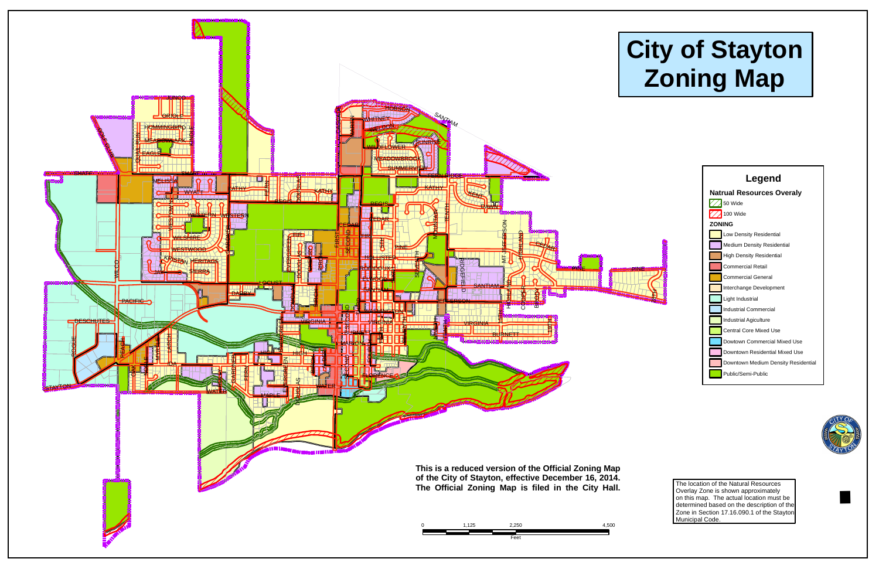# City of Stayton Zoning Map

## Legend

**Natrual Resources Overaly**

- 50 Wide
- 100 Wide

**ZONING**

- Low Density Residential
- Medium Density Residential
- High Density Residential
- Commercial Retail
- Commercial General
- Interchange Development
- Light Industrial
- Industrial Commercial
- Industrial Agiculture
- Central Core Mixed Use
- Dowtown Commercial Mixed Use
- Downtown Residential Mixed Use
- Downtown Medium Density Residential
- Public/Semi-Public

**This is a reduced version of the Official Zoning Map of the City of Stayton, effective December 16, 2014. The Official Zoning Map is filed in the City Hall.**

0 1,125 2,250 4,500
Feet

The location of the Natural Resources Overlay Zone is shown approximately on this map. The actual location must be determined based on the description of the Zone in Section 17.16.090.1 of the Stayton Municipal Code.